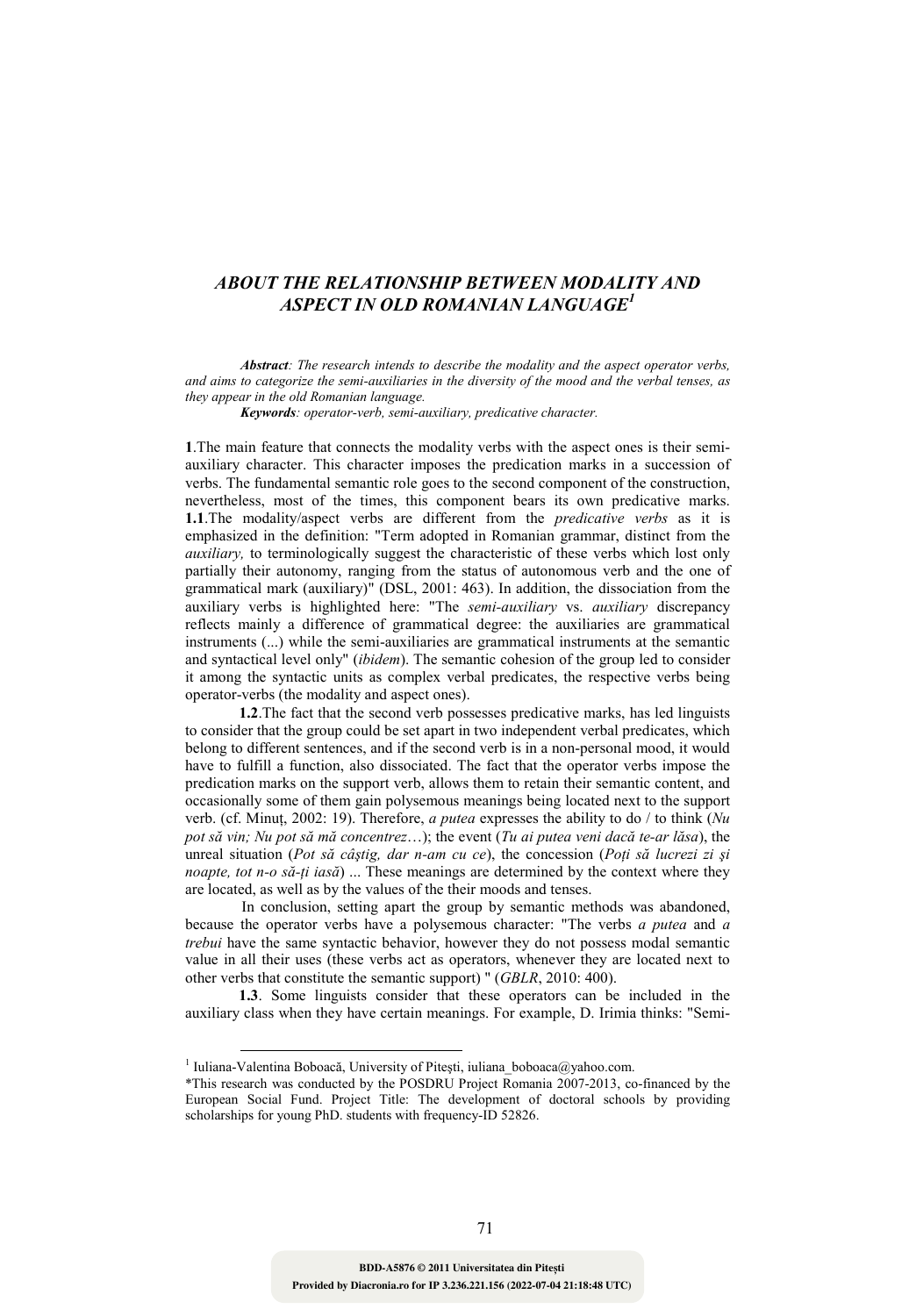# *ABOUT THE RELATIONSHIP BETWEEN MODALITY AND ASPECT IN OLD ROMANIAN LANGUAGE*[1]

***Abstract**: The research intends to describe the modality and the aspect operator verbs, and aims to categorize the semi-auxiliaries in the diversity of the mood and the verbal tenses, as they appear in the old Romanian language.*

***Keywords**: operator-verb, semi-auxiliary, predicative character.*

**1**.The main feature that connects the modality verbs with the aspect ones is their semi-auxiliary character. This character imposes the predication marks in a succession of verbs. The fundamental semantic role goes to the second component of the construction, nevertheless, most of the times, this component bears its own predicative marks.

**1.1**.The modality/aspect verbs are different from the *predicative verbs* as it is emphasized in the definition: "Term adopted in Romanian grammar, distinct from the *auxiliary,* to terminologically suggest the characteristic of these verbs which lost only partially their autonomy, ranging from the status of autonomous verb and the one of grammatical mark (auxiliary)" (DSL, 2001: 463). In addition, the dissociation from the auxiliary verbs is highlighted here: "The *semi-auxiliary* vs. *auxiliary* discrepancy reflects mainly a difference of grammatical degree: the auxiliaries are grammatical instruments (...) while the semi-auxiliaries are grammatical instruments at the semantic and syntactical level only" (*ibidem*). The semantic cohesion of the group led to consider it among the syntactic units as complex verbal predicates, the respective verbs being operator-verbs (the modality and aspect ones).

**1.2**.The fact that the second verb possesses predicative marks, has led linguists to consider that the group could be set apart in two independent verbal predicates, which belong to different sentences, and if the second verb is in a non-personal mood, it would have to fulfill a function, also dissociated. The fact that the operator verbs impose the predication marks on the support verb, allows them to retain their semantic content, and occasionally some of them gain polysemous meanings being located next to the support verb. (cf. Minuț, 2002: 19). Therefore, *a putea* expresses the ability to do / to think (*Nu pot să vin; Nu pot să mă concentrez*…); the event (*Tu ai putea veni dacă te-ar lăsa*), the unreal situation (*Pot să câştig, dar n-am cu ce*), the concession (*Poți să lucrezi zi şi noapte, tot n-o să-ți iasă*) ... These meanings are determined by the context where they are located, as well as by the values of the their moods and tenses.

In conclusion, setting apart the group by semantic methods was abandoned, because the operator verbs have a polysemous character: "The verbs *a putea* and *a trebui* have the same syntactic behavior, however they do not possess modal semantic value in all their uses (these verbs act as operators, whenever they are located next to other verbs that constitute the semantic support) " (*GBLR*, 2010: 400).

**1.3**. Some linguists consider that these operators can be included in the auxiliary class when they have certain meanings. For example, D. Irimia thinks: "Semi-

---

[1] Iuliana-Valentina Boboacă, University of Pitești, iuliana_boboaca@yahoo.com.

*This research was conducted by the POSDRU Project Romania 2007-2013, co-financed by the European Social Fund. Project Title: The development of doctoral schools by providing scholarships for young PhD. students with frequency-ID 52826.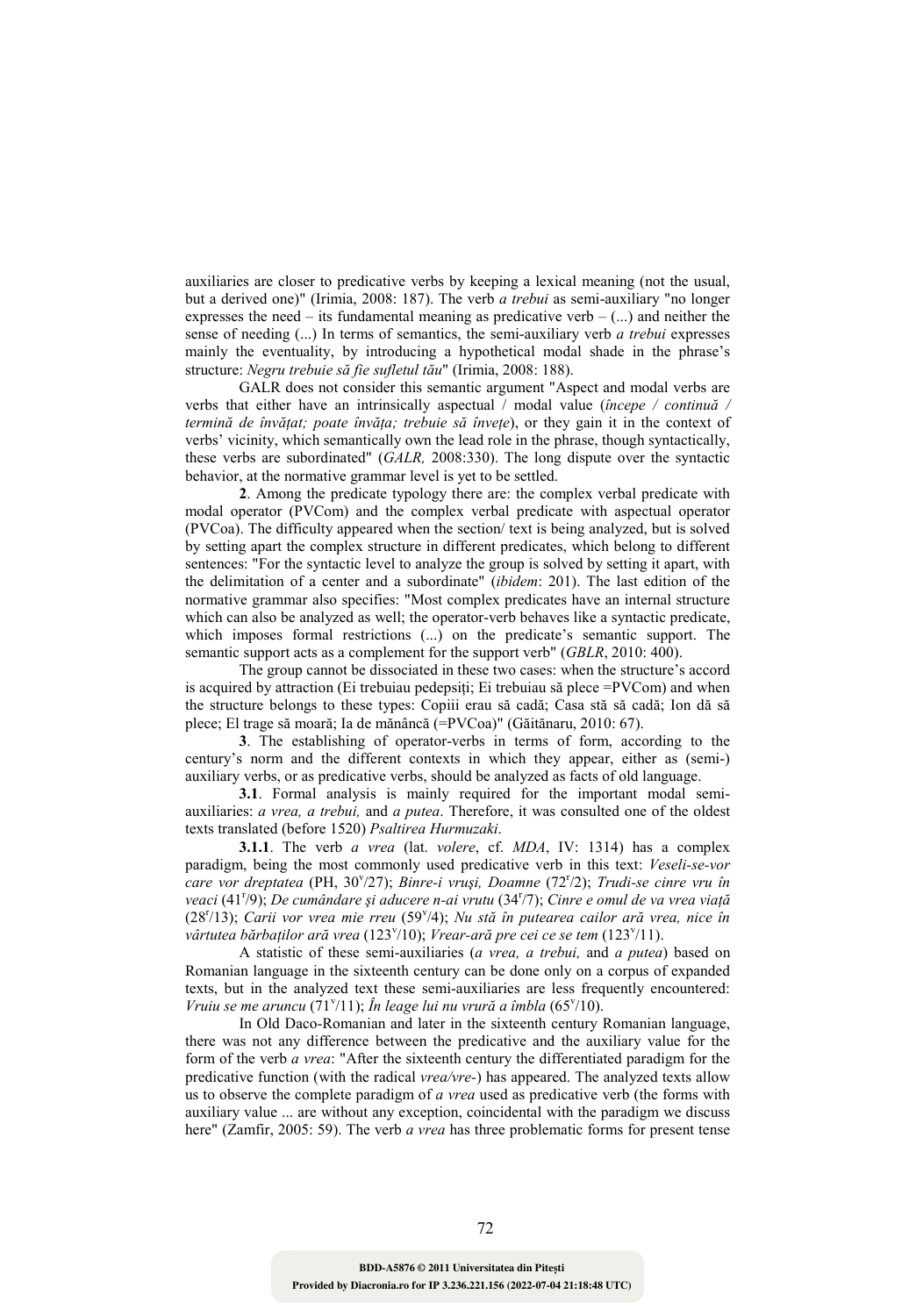auxiliaries are closer to predicative verbs by keeping a lexical meaning (not the usual, but a derived one)" (Irimia, 2008: 187). The verb *a trebui* as semi-auxiliary "no longer expresses the need – its fundamental meaning as predicative verb – (...) and neither the sense of needing (...) In terms of semantics, the semi-auxiliary verb *a trebui* expresses mainly the eventuality, by introducing a hypothetical modal shade in the phrase's structure: *Negru trebuie să fie sufletul tău*" (Irimia, 2008: 188).

GALR does not consider this semantic argument "Aspect and modal verbs are verbs that either have an intrinsically aspectual / modal value (*începe / continuă / termină de învăţat; poate învăţa; trebuie să înveţe*), or they gain it in the context of verbs' vicinity, which semantically own the lead role in the phrase, though syntactically, these verbs are subordinated" (*GALR,* 2008:330). The long dispute over the syntactic behavior, at the normative grammar level is yet to be settled.

**2**. Among the predicate typology there are: the complex verbal predicate with modal operator (PVCom) and the complex verbal predicate with aspectual operator (PVCoa). The difficulty appeared when the section/ text is being analyzed, but is solved by setting apart the complex structure in different predicates, which belong to different sentences: "For the syntactic level to analyze the group is solved by setting it apart, with the delimitation of a center and a subordinate" (*ibidem*: 201). The last edition of the normative grammar also specifies: "Most complex predicates have an internal structure which can also be analyzed as well; the operator-verb behaves like a syntactic predicate, which imposes formal restrictions (...) on the predicate's semantic support. The semantic support acts as a complement for the support verb" (*GBLR*, 2010: 400).

The group cannot be dissociated in these two cases: when the structure's accord is acquired by attraction (Ei trebuiau pedepsiţi; Ei trebuiau să plece =PVCom) and when the structure belongs to these types: Copiii erau să cadă; Casa stă să cadă; Ion dă să plece; El trage să moară; Ia de mănâncă (=PVCoa)" (Găitănaru, 2010: 67).

**3**. The establishing of operator-verbs in terms of form, according to the century's norm and the different contexts in which they appear, either as (semi-) auxiliary verbs, or as predicative verbs, should be analyzed as facts of old language.

**3.1**. Formal analysis is mainly required for the important modal semi-auxiliaries: *a vrea, a trebui,* and *a putea*. Therefore, it was consulted one of the oldest texts translated (before 1520) *Psaltirea Hurmuzaki*.

**3.1.1**. The verb *a vrea* (lat. *volere*, cf. *MDA*, IV: 1314) has a complex paradigm, being the most commonly used predicative verb in this text: *Veseli-se-vor care vor dreptatea* (PH, 30v/27); *Binre-i vruşi, Doamne* (72r/2); *Trudi-se cinre vru în veaci* (41r/9); *De cumândare şi aducere n-ai vrutu* (34r/7); *Cinre e omul de va vrea viaţă* (28r/13); *Carii vor vrea mie rreu* (59v/4); *Nu stă în putearea cailor ară vrea, nice în vârtutea bărbaţilor ară vrea* (123v/10); *Vrear-ară pre cei ce se tem* (123v/11).

A statistic of these semi-auxiliaries (*a vrea, a trebui,* and *a putea*) based on Romanian language in the sixteenth century can be done only on a corpus of expanded texts, but in the analyzed text these semi-auxiliaries are less frequently encountered: *Vruiu se me aruncu* (71v/11); *În leage lui nu vrură a îmbla* (65v/10).

In Old Daco-Romanian and later in the sixteenth century Romanian language, there was not any difference between the predicative and the auxiliary value for the form of the verb *a vrea*: "After the sixteenth century the differentiated paradigm for the predicative function (with the radical *vrea/vre-*) has appeared. The analyzed texts allow us to observe the complete paradigm of *a vrea* used as predicative verb (the forms with auxiliary value ... are without any exception, coincidental with the paradigm we discuss here" (Zamfir, 2005: 59). The verb *a vrea* has three problematic forms for present tense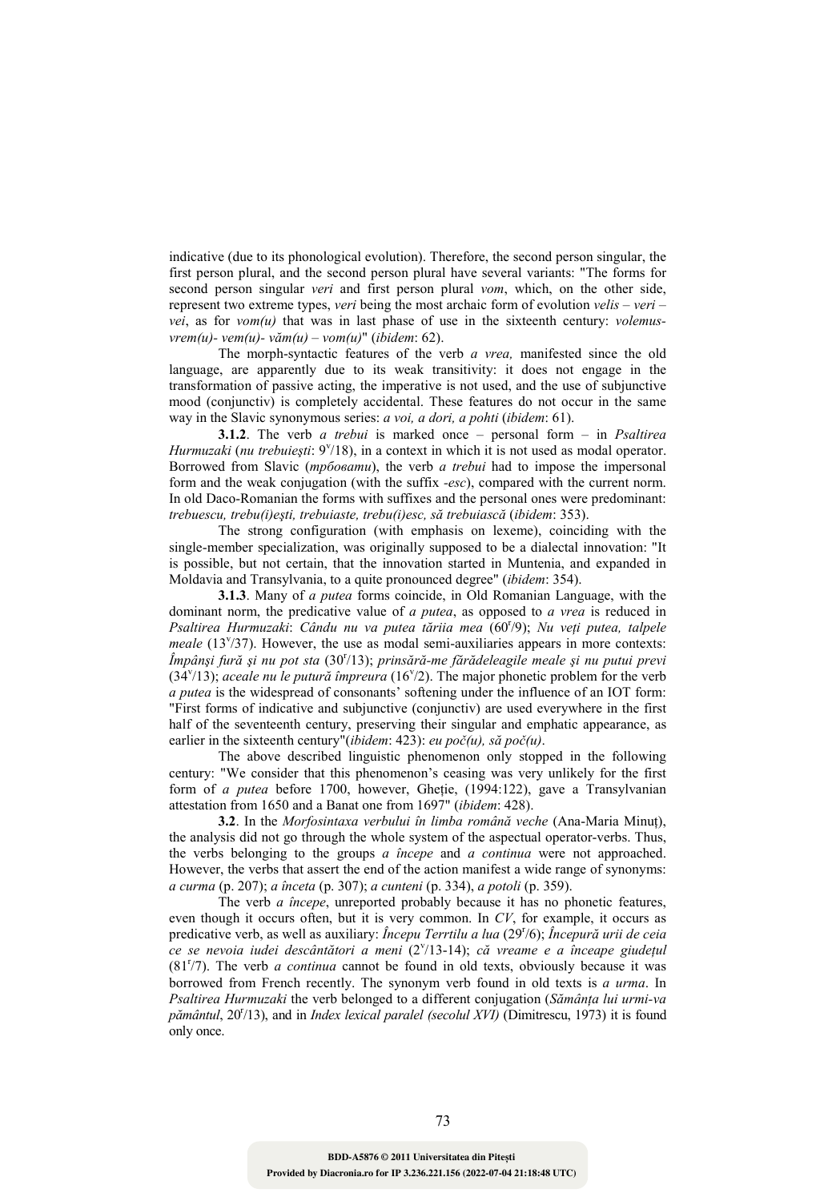indicative (due to its phonological evolution). Therefore, the second person singular, the first person plural, and the second person plural have several variants: "The forms for second person singular *veri* and first person plural *vom*, which, on the other side, represent two extreme types, *veri* being the most archaic form of evolution *velis – veri – vei*, as for *vom(u)* that was in last phase of use in the sixteenth century: *volemus- vrem(u)- vem(u)- văm(u) – vom(u)*" (*ibidem*: 62).

The morph-syntactic features of the verb *a vrea,* manifested since the old language, are apparently due to its weak transitivity: it does not engage in the transformation of passive acting, the imperative is not used, and the use of subjunctive mood (conjunctiv) is completely accidental. These features do not occur in the same way in the Slavic synonymous series: *a voi, a dori, a pohti* (*ibidem*: 61).

**3.1.2**. The verb *a trebui* is marked once – personal form – in *Psaltirea Hurmuzaki* (*nu trebuieşti*: 9ᵛ/18), in a context in which it is not used as modal operator. Borrowed from Slavic (*трѣбовати*), the verb *a trebui* had to impose the impersonal form and the weak conjugation (with the suffix *-esc*), compared with the current norm. In old Daco-Romanian the forms with suffixes and the personal ones were predominant: *trebuescu, trebu(i)eşti, trebuiaste, trebu(i)esc, să trebuiască* (*ibidem*: 353).

The strong configuration (with emphasis on lexeme), coinciding with the single-member specialization, was originally supposed to be a dialectal innovation: "It is possible, but not certain, that the innovation started in Muntenia, and expanded in Moldavia and Transylvania, to a quite pronounced degree" (*ibidem*: 354).

**3.1.3**. Many of *a putea* forms coincide, in Old Romanian Language, with the dominant norm, the predicative value of *a putea*, as opposed to *a vrea* is reduced in *Psaltirea Hurmuzaki*: *Cându nu va putea tăriia mea* (60ʳ/9); *Nu veţi putea, talpele meale* (13ᵛ/37). However, the use as modal semi-auxiliaries appears in more contexts: *Împânşi fură şi nu pot sta* (30ʳ/13); *prinsără-me fărădeleagile meale şi nu putui previ* (34ᵛ/13); *aceale nu le putură împreura* (16ᵛ/2). The major phonetic problem for the verb *a putea* is the widespread of consonants' softening under the influence of an IOT form: "First forms of indicative and subjunctive (conjunctiv) are used everywhere in the first half of the seventeenth century, preserving their singular and emphatic appearance, as earlier in the sixteenth century"(*ibidem*: 423): *eu poč(u), să poč(u)*.

The above described linguistic phenomenon only stopped in the following century: "We consider that this phenomenon's ceasing was very unlikely for the first form of *a putea* before 1700, however, Gheţie, (1994:122), gave a Transylvanian attestation from 1650 and a Banat one from 1697" (*ibidem*: 428).

**3.2**. In the *Morfosintaxa verbului în limba română veche* (Ana-Maria Minuţ), the analysis did not go through the whole system of the aspectual operator-verbs. Thus, the verbs belonging to the groups *a începe* and *a continua* were not approached. However, the verbs that assert the end of the action manifest a wide range of synonyms: *a curma* (p. 207); *a înceta* (p. 307); *a cunteni* (p. 334), *a potoli* (p. 359).

The verb *a începe*, unreported probably because it has no phonetic features, even though it occurs often, but it is very common. In *CV*, for example, it occurs as predicative verb, as well as auxiliary: *Începu Terrtilu a lua* (29ʳ/6); *Începură urii de ceia ce se nevoia iudei descântători a meni* (2ᵛ/13-14); *că vreame e a înceape giudeţul* (81ʳ/7). The verb *a continua* cannot be found in old texts, obviously because it was borrowed from French recently. The synonym verb found in old texts is *a urma*. In *Psaltirea Hurmuzaki* the verb belonged to a different conjugation (*Sămânţa lui urmi-va pământul*, 20ʳ/13), and in *Index lexical paralel (secolul XVI)* (Dimitrescu, 1973) it is found only once.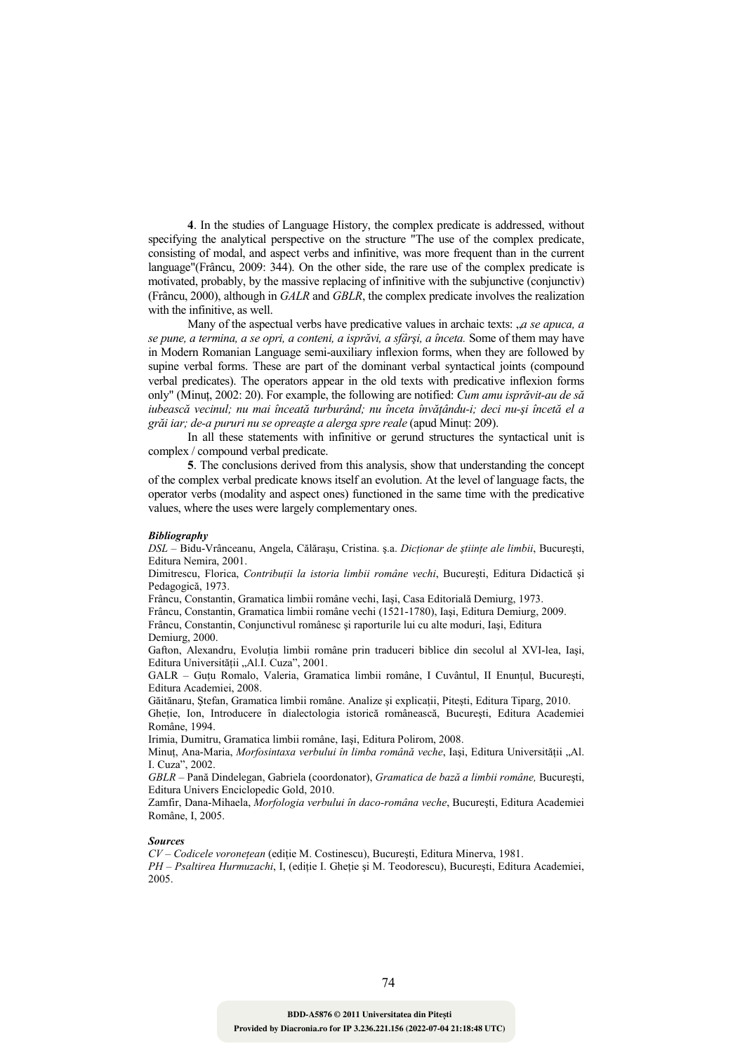**4**. In the studies of Language History, the complex predicate is addressed, without specifying the analytical perspective on the structure "The use of the complex predicate, consisting of modal, and aspect verbs and infinitive, was more frequent than in the current language"(Frâncu, 2009: 344). On the other side, the rare use of the complex predicate is motivated, probably, by the massive replacing of infinitive with the subjunctive (conjunctiv) (Frâncu, 2000), although in *GALR* and *GBLR*, the complex predicate involves the realization with the infinitive, as well.

Many of the aspectual verbs have predicative values in archaic texts: „*a se apuca, a se pune, a termina, a se opri, a conteni, a isprăvi, a sfârşi, a înceta.* Some of them may have in Modern Romanian Language semi-auxiliary inflexion forms, when they are followed by supine verbal forms. These are part of the dominant verbal syntactical joints (compound verbal predicates). The operators appear in the old texts with predicative inflexion forms only" (Minuţ, 2002: 20). For example, the following are notified: *Cum amu isprăvit-au de să iubească vecinul; nu mai încetă turburând; nu înceta învăţându-i; deci nu-şi încetă el a grăi iar; de-a pururi nu se opreşte a alerga spre reale* (apud Minuţ: 209).

In all these statements with infinitive or gerund structures the syntactical unit is complex / compound verbal predicate.

**5**. The conclusions derived from this analysis, show that understanding the concept of the complex verbal predicate knows itself an evolution. At the level of language facts, the operator verbs (modality and aspect ones) functioned in the same time with the predicative values, where the uses were largely complementary ones.

***Bibliography***

*DSL* – Bidu-Vrânceanu, Angela, Călăraşu, Cristina. ş.a. *Dicţionar de ştiinţe ale limbii*, Bucureşti, Editura Nemira, 2001.

Dimitrescu, Florica, *Contribuţii la istoria limbii române vechi*, Bucureşti, Editura Didactică şi Pedagogică, 1973.

Frâncu, Constantin, Gramatica limbii române vechi, Iaşi, Casa Editorială Demiurg, 1973.

Frâncu, Constantin, Gramatica limbii române vechi (1521-1780), Iaşi, Editura Demiurg, 2009.

Frâncu, Constantin, Conjunctivul românesc şi raporturile lui cu alte moduri, Iaşi, Editura Demiurg, 2000.

Gafton, Alexandru, Evoluţia limbii române prin traduceri biblice din secolul al XVI-lea, Iaşi, Editura Universităţii „Al.I. Cuza", 2001.

GALR – Guţu Romalo, Valeria, Gramatica limbii române, I Cuvântul, II Enunţul, Bucureşti, Editura Academiei, 2008.

Găitănaru, Ştefan, Gramatica limbii române. Analize şi explicaţii, Piteşti, Editura Tiparg, 2010.

Gheţie, Ion, Introducere în dialectologia istorică românească, Bucureşti, Editura Academiei Române, 1994.

Irimia, Dumitru, Gramatica limbii române, Iaşi, Editura Polirom, 2008.

Minuţ, Ana-Maria, *Morfosintaxa verbului în limba română veche*, Iaşi, Editura Universităţii „Al. I. Cuza", 2002.

*GBLR* – Pană Dindelegan, Gabriela (coordonator), *Gramatica de bază a limbii române,* Bucureşti, Editura Univers Enciclopedic Gold, 2010.

Zamfir, Dana-Mihaela, *Morfologia verbului în daco-româna veche*, Bucureşti, Editura Academiei Române, I, 2005.

***Sources***

*CV* – *Codicele voroneţean* (ediţie M. Costinescu), Bucureşti, Editura Minerva, 1981.

*PH* – *Psaltirea Hurmuzachi*, I, (ediţie I. Gheţie şi M. Teodorescu), Bucureşti, Editura Academiei, 2005.